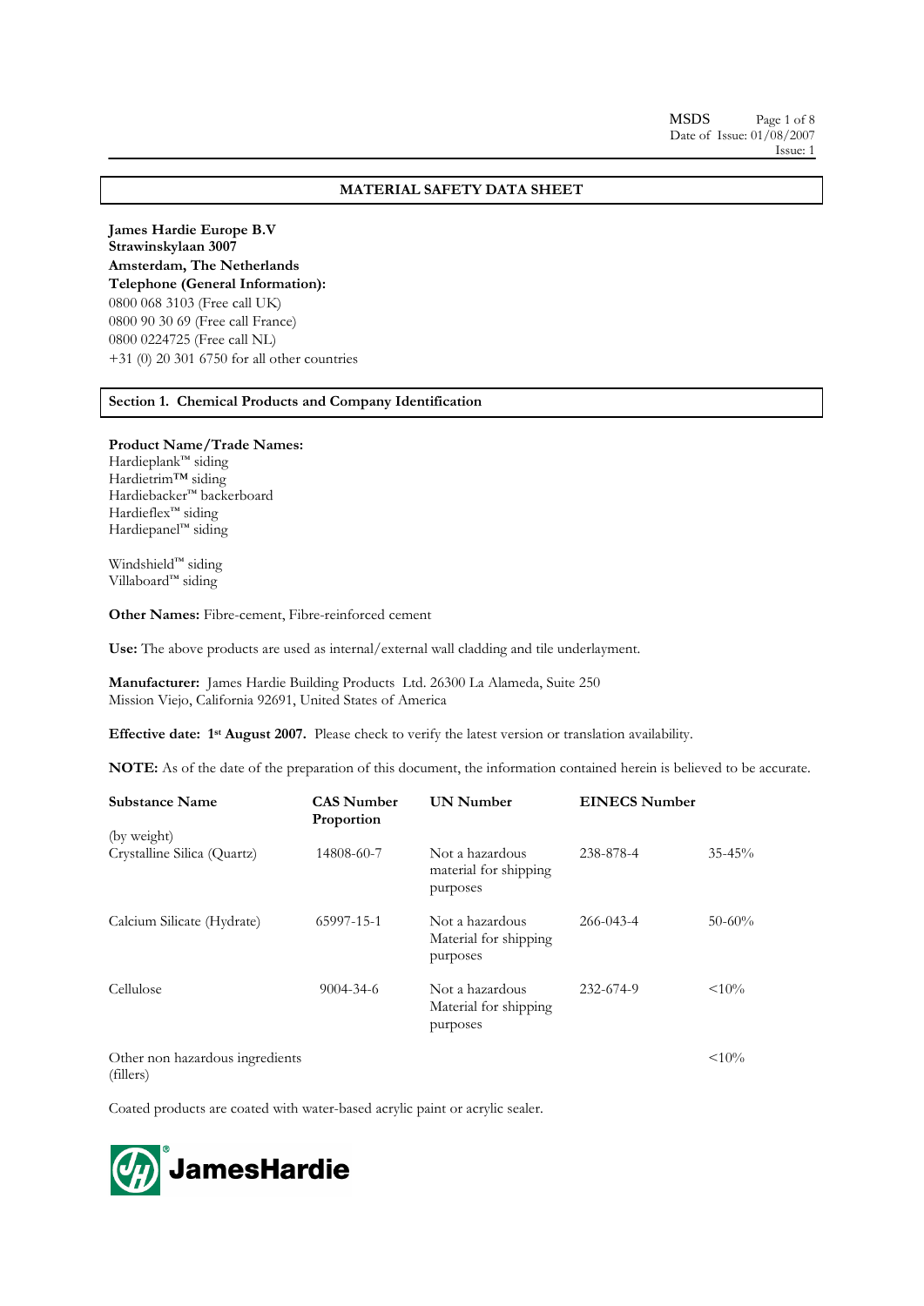# MATERIAL SAFETY DATA SHEET

**James Hardie Europe B.V**
**Strawinskylaan 3007**
**Amsterdam, The Netherlands**
**Telephone (General Information):**
0800 068 3103 (Free call UK)
0800 90 30 69 (Free call France)
0800 0224725 (Free call NL)
+31 (0) 20 301 6750 for all other countries

## Section 1. Chemical Products and Company Identification

**Product Name/Trade Names:**
Hardieplank™ siding
Hardietrim™ siding
Hardiebacker™ backerboard
Hardieflex™ siding
Hardiepanel™ siding

Windshield™ siding
Villaboard™ siding

**Other Names:** Fibre-cement, Fibre-reinforced cement

**Use:** The above products are used as internal/external wall cladding and tile underlayment.

**Manufacturer:** James Hardie Building Products Ltd. 26300 La Alameda, Suite 250 Mission Viejo, California 92691, United States of America

**Effective date: 1st August 2007.** Please check to verify the latest version or translation availability.

**NOTE:** As of the date of the preparation of this document, the information contained herein is believed to be accurate.

| Substance Name (by weight) | CAS Number Proportion | UN Number | EINECS Number | |
|---|---|---|---|---|
| Crystalline Silica (Quartz) | 14808-60-7 | Not a hazardous material for shipping purposes | 238-878-4 | 35-45% |
| Calcium Silicate (Hydrate) | 65997-15-1 | Not a hazardous Material for shipping purposes | 266-043-4 | 50-60% |
| Cellulose | 9004-34-6 | Not a hazardous Material for shipping purposes | 232-674-9 | <10% |
| Other non hazardous ingredients (fillers) | | | | <10% |

Coated products are coated with water-based acrylic paint or acrylic sealer.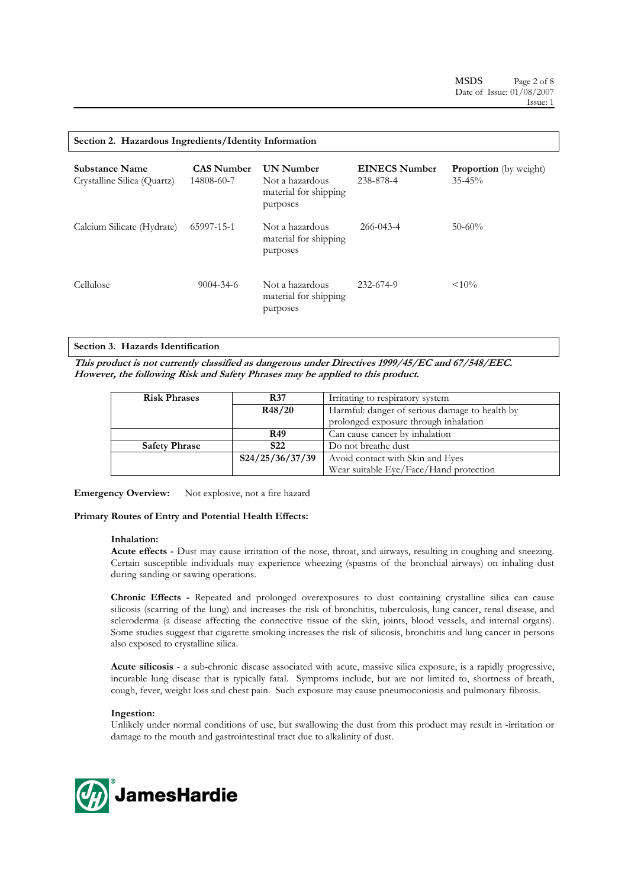## Section 2. Hazardous Ingredients/Identity Information

| Substance Name | CAS Number | UN Number | EINECS Number | Proportion (by weight) |
|---|---|---|---|---|
| Crystalline Silica (Quartz) | 14808-60-7 | Not a hazardous material for shipping purposes | 238-878-4 | 35-45% |
| Calcium Silicate (Hydrate) | 65997-15-1 | Not a hazardous material for shipping purposes | 266-043-4 | 50-60% |
| Cellulose | 9004-34-6 | Not a hazardous material for shipping purposes | 232-674-9 | <10% |

## Section 3. Hazards Identification

***This product is not currently classified as dangerous under Directives 1999/45/EC and 67/548/EEC. However, the following Risk and Safety Phrases may be applied to this product.***

| | | |
|---|---|---|
| **Risk Phrases** | **R37** | Irritating to respiratory system |
| | **R48/20** | Harmful: danger of serious damage to health by prolonged exposure through inhalation |
| | **R49** | Can cause cancer by inhalation |
| **Safety Phrase** | **S22** | Do not breathe dust |
| | **S24/25/36/37/39** | Avoid contact with Skin and Eyes<br>Wear suitable Eye/Face/Hand protection |

**Emergency Overview:** Not explosive, not a fire hazard

**Primary Routes of Entry and Potential Health Effects:**

**Inhalation:**

**Acute effects -** Dust may cause irritation of the nose, throat, and airways, resulting in coughing and sneezing. Certain susceptible individuals may experience wheezing (spasms of the bronchial airways) on inhaling dust during sanding or sawing operations.

**Chronic Effects -** Repeated and prolonged overexposures to dust containing crystalline silica can cause silicosis (scarring of the lung) and increases the risk of bronchitis, tuberculosis, lung cancer, renal disease, and scleroderma (a disease affecting the connective tissue of the skin, joints, blood vessels, and internal organs). Some studies suggest that cigarette smoking increases the risk of silicosis, bronchitis and lung cancer in persons also exposed to crystalline silica.

**Acute silicosis** - a sub-chronic disease associated with acute, massive silica exposure, is a rapidly progressive, incurable lung disease that is typically fatal. Symptoms include, but are not limited to, shortness of breath, cough, fever, weight loss and chest pain. Such exposure may cause pneumoconiosis and pulmonary fibrosis.

**Ingestion:**

Unlikely under normal conditions of use, but swallowing the dust from this product may result in -irritation or damage to the mouth and gastrointestinal tract due to alkalinity of dust.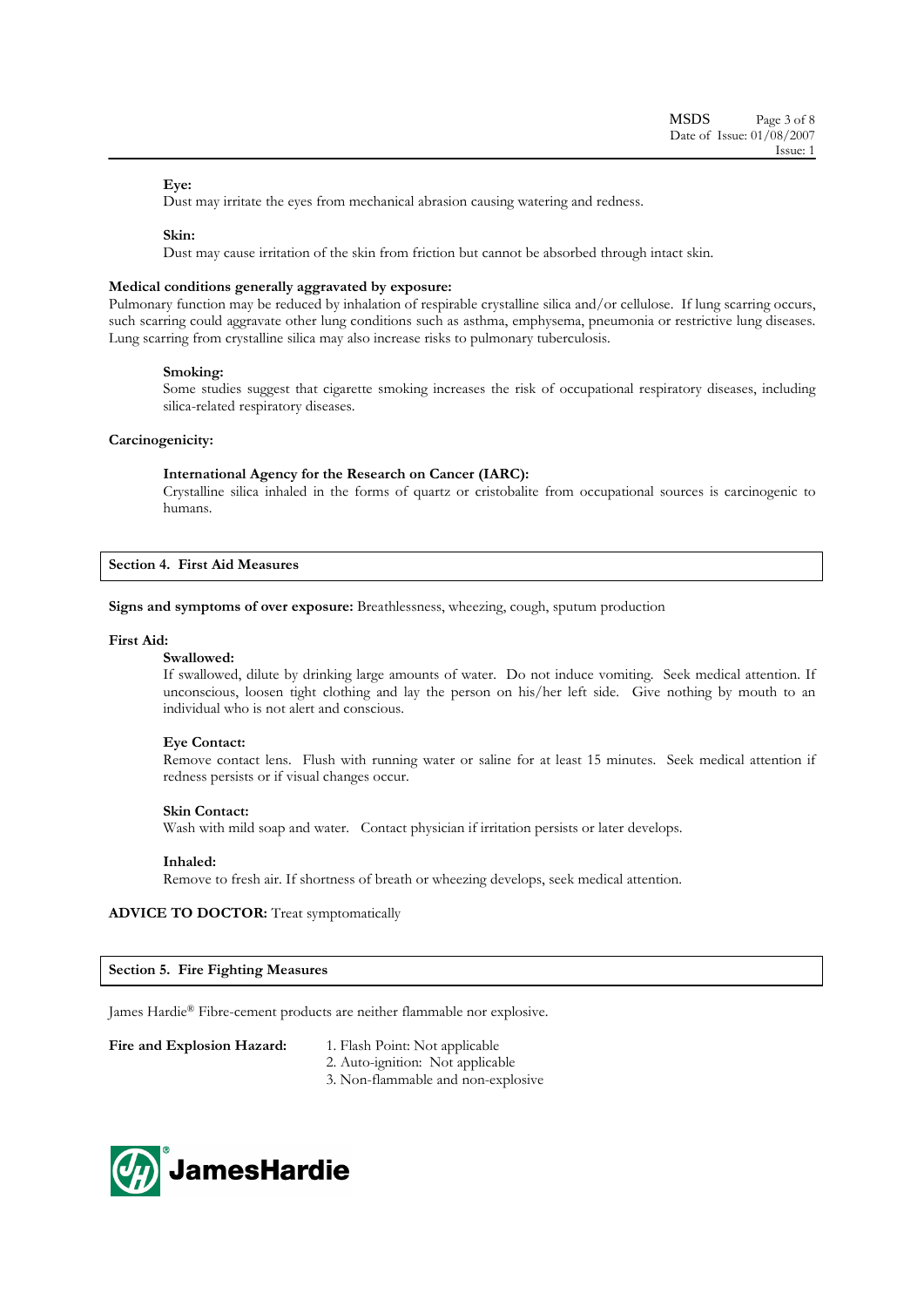**Eye:**
Dust may irritate the eyes from mechanical abrasion causing watering and redness.

**Skin:**
Dust may cause irritation of the skin from friction but cannot be absorbed through intact skin.

**Medical conditions generally aggravated by exposure:**
Pulmonary function may be reduced by inhalation of respirable crystalline silica and/or cellulose. If lung scarring occurs, such scarring could aggravate other lung conditions such as asthma, emphysema, pneumonia or restrictive lung diseases. Lung scarring from crystalline silica may also increase risks to pulmonary tuberculosis.

**Smoking:**
Some studies suggest that cigarette smoking increases the risk of occupational respiratory diseases, including silica-related respiratory diseases.

**Carcinogenicity:**

**International Agency for the Research on Cancer (IARC):**
Crystalline silica inhaled in the forms of quartz or cristobalite from occupational sources is carcinogenic to humans.

## Section 4. First Aid Measures

**Signs and symptoms of over exposure:** Breathlessness, wheezing, cough, sputum production

**First Aid:**

**Swallowed:**
If swallowed, dilute by drinking large amounts of water. Do not induce vomiting. Seek medical attention. If unconscious, loosen tight clothing and lay the person on his/her left side. Give nothing by mouth to an individual who is not alert and conscious.

**Eye Contact:**
Remove contact lens. Flush with running water or saline for at least 15 minutes. Seek medical attention if redness persists or if visual changes occur.

**Skin Contact:**
Wash with mild soap and water. Contact physician if irritation persists or later develops.

**Inhaled:**
Remove to fresh air. If shortness of breath or wheezing develops, seek medical attention.

**ADVICE TO DOCTOR:** Treat symptomatically

## Section 5. Fire Fighting Measures

James Hardie® Fibre-cement products are neither flammable nor explosive.

**Fire and Explosion Hazard:**

1. Flash Point: Not applicable
2. Auto-ignition: Not applicable
3. Non-flammable and non-explosive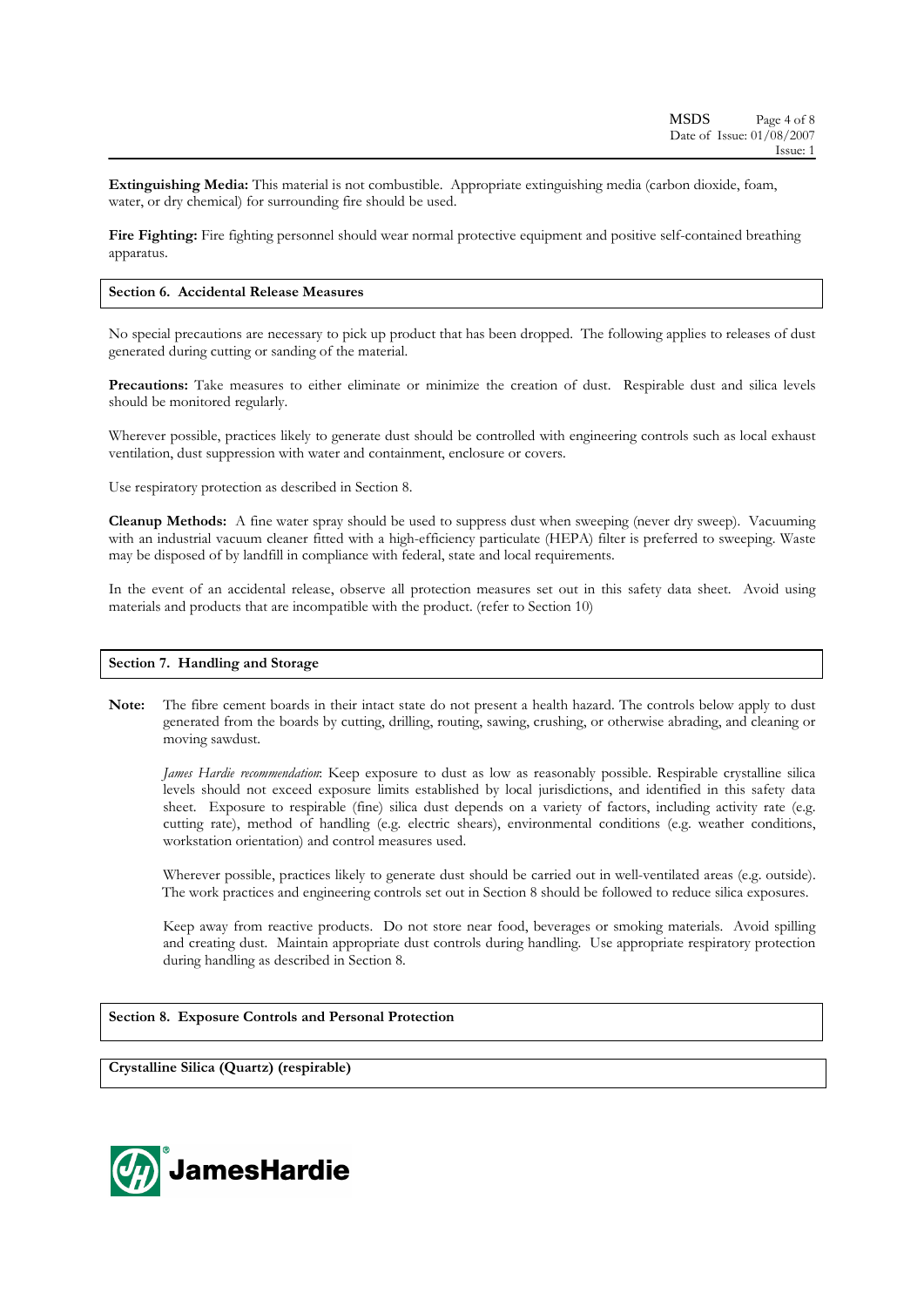**Extinguishing Media:** This material is not combustible. Appropriate extinguishing media (carbon dioxide, foam, water, or dry chemical) for surrounding fire should be used.

**Fire Fighting:** Fire fighting personnel should wear normal protective equipment and positive self-contained breathing apparatus.

## Section 6. Accidental Release Measures

No special precautions are necessary to pick up product that has been dropped. The following applies to releases of dust generated during cutting or sanding of the material.

**Precautions:** Take measures to either eliminate or minimize the creation of dust. Respirable dust and silica levels should be monitored regularly.

Wherever possible, practices likely to generate dust should be controlled with engineering controls such as local exhaust ventilation, dust suppression with water and containment, enclosure or covers.

Use respiratory protection as described in Section 8.

**Cleanup Methods:** A fine water spray should be used to suppress dust when sweeping (never dry sweep). Vacuuming with an industrial vacuum cleaner fitted with a high-efficiency particulate (HEPA) filter is preferred to sweeping. Waste may be disposed of by landfill in compliance with federal, state and local requirements.

In the event of an accidental release, observe all protection measures set out in this safety data sheet. Avoid using materials and products that are incompatible with the product. (refer to Section 10)

## Section 7. Handling and Storage

**Note:** The fibre cement boards in their intact state do not present a health hazard. The controls below apply to dust generated from the boards by cutting, drilling, routing, sawing, crushing, or otherwise abrading, and cleaning or moving sawdust.

*James Hardie recommendation*: Keep exposure to dust as low as reasonably possible. Respirable crystalline silica levels should not exceed exposure limits established by local jurisdictions, and identified in this safety data sheet. Exposure to respirable (fine) silica dust depends on a variety of factors, including activity rate (e.g. cutting rate), method of handling (e.g. electric shears), environmental conditions (e.g. weather conditions, workstation orientation) and control measures used.

Wherever possible, practices likely to generate dust should be carried out in well-ventilated areas (e.g. outside). The work practices and engineering controls set out in Section 8 should be followed to reduce silica exposures.

Keep away from reactive products. Do not store near food, beverages or smoking materials. Avoid spilling and creating dust. Maintain appropriate dust controls during handling. Use appropriate respiratory protection during handling as described in Section 8.

## Section 8. Exposure Controls and Personal Protection

**Crystalline Silica (Quartz) (respirable)**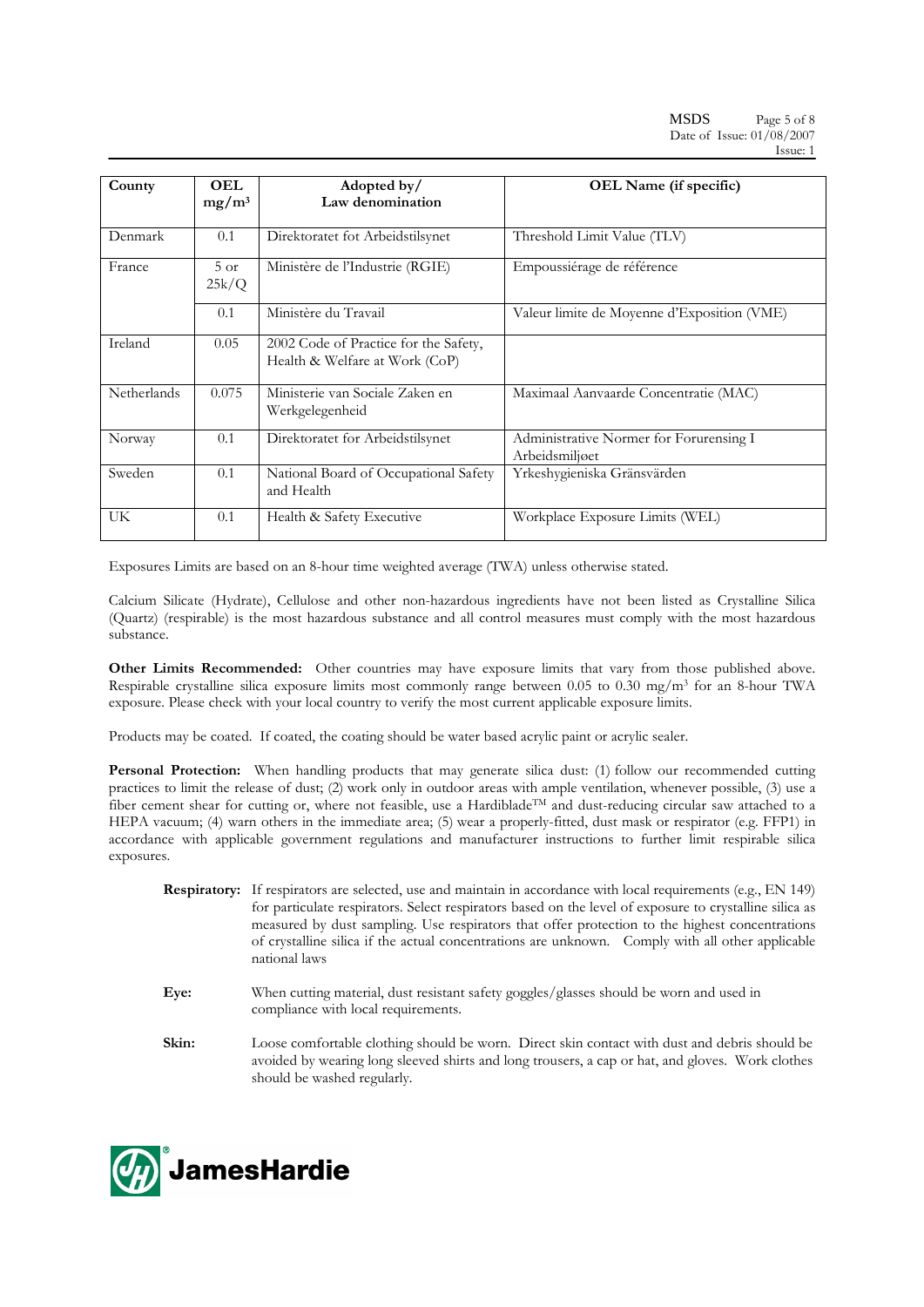| County | OEL mg/m³ | Adopted by/ Law denomination | OEL Name (if specific) |
|---|---|---|---|
| Denmark | 0.1 | Direktoratet fot Arbeidstilsynet | Threshold Limit Value (TLV) |
| France | 5 or 25k/Q | Ministère de l'Industrie (RGIE) | Empoussiérage de référence |
| | 0.1 | Ministère du Travail | Valeur limite de Moyenne d'Exposition (VME) |
| Ireland | 0.05 | 2002 Code of Practice for the Safety, Health & Welfare at Work (CoP) | |
| Netherlands | 0.075 | Ministerie van Sociale Zaken en Werkgelegenheid | Maximaal Aanvaarde Concentratie (MAC) |
| Norway | 0.1 | Direktoratet for Arbeidstilsynet | Administrative Normer for Forurensing I Arbeidsmiljoet |
| Sweden | 0.1 | National Board of Occupational Safety and Health | Yrkeshygieniska Gränsvärden |
| UK | 0.1 | Health & Safety Executive | Workplace Exposure Limits (WEL) |

Exposures Limits are based on an 8-hour time weighted average (TWA) unless otherwise stated.

Calcium Silicate (Hydrate), Cellulose and other non-hazardous ingredients have not been listed as Crystalline Silica (Quartz) (respirable) is the most hazardous substance and all control measures must comply with the most hazardous substance.

**Other Limits Recommended:** Other countries may have exposure limits that vary from those published above. Respirable crystalline silica exposure limits most commonly range between 0.05 to 0.30 mg/m³ for an 8-hour TWA exposure. Please check with your local country to verify the most current applicable exposure limits.

Products may be coated. If coated, the coating should be water based acrylic paint or acrylic sealer.

**Personal Protection:** When handling products that may generate silica dust: (1) follow our recommended cutting practices to limit the release of dust; (2) work only in outdoor areas with ample ventilation, whenever possible, (3) use a fiber cement shear for cutting or, where not feasible, use a Hardiblade™ and dust-reducing circular saw attached to a HEPA vacuum; (4) warn others in the immediate area; (5) wear a properly-fitted, dust mask or respirator (e.g. FFP1) in accordance with applicable government regulations and manufacturer instructions to further limit respirable silica exposures.

**Respiratory:** If respirators are selected, use and maintain in accordance with local requirements (e.g., EN 149) for particulate respirators. Select respirators based on the level of exposure to crystalline silica as measured by dust sampling. Use respirators that offer protection to the highest concentrations of crystalline silica if the actual concentrations are unknown. Comply with all other applicable national laws

**Eye:** When cutting material, dust resistant safety goggles/glasses should be worn and used in compliance with local requirements.

**Skin:** Loose comfortable clothing should be worn. Direct skin contact with dust and debris should be avoided by wearing long sleeved shirts and long trousers, a cap or hat, and gloves. Work clothes should be washed regularly.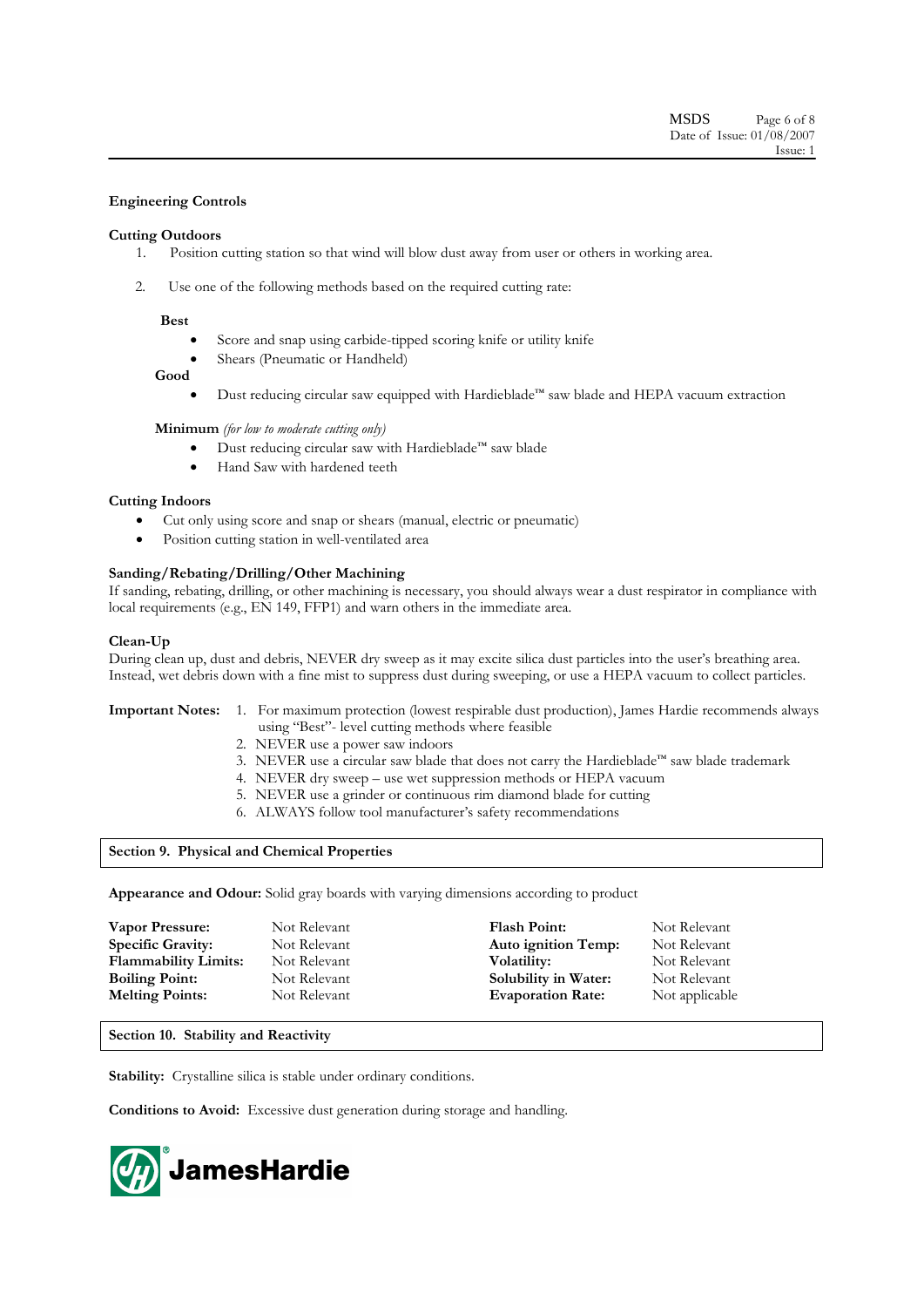**Engineering Controls**

**Cutting Outdoors**

1. Position cutting station so that wind will blow dust away from user or others in working area.

2. Use one of the following methods based on the required cutting rate:

**Best**

- Score and snap using carbide-tipped scoring knife or utility knife
- Shears (Pneumatic or Handheld)

**Good**

- Dust reducing circular saw equipped with Hardieblade™ saw blade and HEPA vacuum extraction

**Minimum** *(for low to moderate cutting only)*

- Dust reducing circular saw with Hardieblade™ saw blade
- Hand Saw with hardened teeth

**Cutting Indoors**

- Cut only using score and snap or shears (manual, electric or pneumatic)
- Position cutting station in well-ventilated area

**Sanding/Rebating/Drilling/Other Machining**

If sanding, rebating, drilling, or other machining is necessary, you should always wear a dust respirator in compliance with local requirements (e.g., EN 149, FFP1) and warn others in the immediate area.

**Clean-Up**

During clean up, dust and debris, NEVER dry sweep as it may excite silica dust particles into the user's breathing area. Instead, wet debris down with a fine mist to suppress dust during sweeping, or use a HEPA vacuum to collect particles.

**Important Notes:**

1. For maximum protection (lowest respirable dust production), James Hardie recommends always using "Best"- level cutting methods where feasible
2. NEVER use a power saw indoors
3. NEVER use a circular saw blade that does not carry the Hardieblade™ saw blade trademark
4. NEVER dry sweep – use wet suppression methods or HEPA vacuum
5. NEVER use a grinder or continuous rim diamond blade for cutting
6. ALWAYS follow tool manufacturer's safety recommendations

## Section 9. Physical and Chemical Properties

**Appearance and Odour:** Solid gray boards with varying dimensions according to product

| | | | |
|---|---|---|---|
| **Vapor Pressure:** | Not Relevant | **Flash Point:** | Not Relevant |
| **Specific Gravity:** | Not Relevant | **Auto ignition Temp:** | Not Relevant |
| **Flammability Limits:** | Not Relevant | **Volatility:** | Not Relevant |
| **Boiling Point:** | Not Relevant | **Solubility in Water:** | Not Relevant |
| **Melting Points:** | Not Relevant | **Evaporation Rate:** | Not applicable |

## Section 10. Stability and Reactivity

**Stability:** Crystalline silica is stable under ordinary conditions.

**Conditions to Avoid:** Excessive dust generation during storage and handling.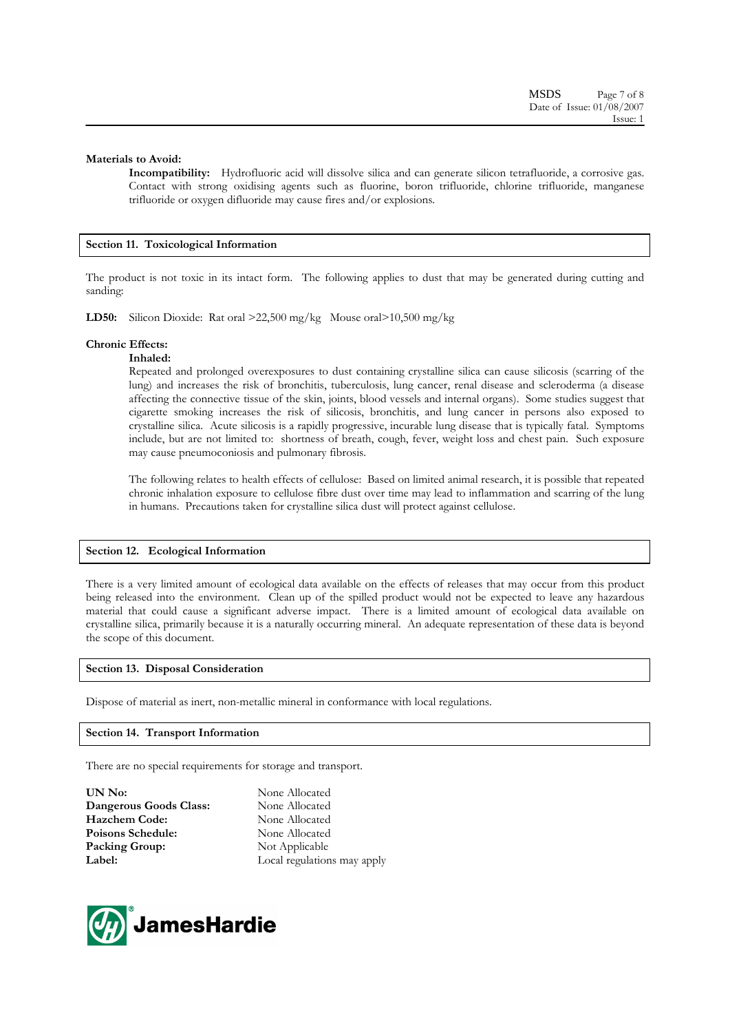**Materials to Avoid:**

**Incompatibility:** Hydrofluoric acid will dissolve silica and can generate silicon tetrafluoride, a corrosive gas. Contact with strong oxidising agents such as fluorine, boron trifluoride, chlorine trifluoride, manganese trifluoride or oxygen difluoride may cause fires and/or explosions.

## Section 11. Toxicological Information

The product is not toxic in its intact form. The following applies to dust that may be generated during cutting and sanding:

**LD50:** Silicon Dioxide: Rat oral >22,500 mg/kg Mouse oral>10,500 mg/kg

**Chronic Effects:**

**Inhaled:**

Repeated and prolonged overexposures to dust containing crystalline silica can cause silicosis (scarring of the lung) and increases the risk of bronchitis, tuberculosis, lung cancer, renal disease and scleroderma (a disease affecting the connective tissue of the skin, joints, blood vessels and internal organs). Some studies suggest that cigarette smoking increases the risk of silicosis, bronchitis, and lung cancer in persons also exposed to crystalline silica. Acute silicosis is a rapidly progressive, incurable lung disease that is typically fatal. Symptoms include, but are not limited to: shortness of breath, cough, fever, weight loss and chest pain. Such exposure may cause pneumoconiosis and pulmonary fibrosis.

The following relates to health effects of cellulose: Based on limited animal research, it is possible that repeated chronic inhalation exposure to cellulose fibre dust over time may lead to inflammation and scarring of the lung in humans. Precautions taken for crystalline silica dust will protect against cellulose.

## Section 12. Ecological Information

There is a very limited amount of ecological data available on the effects of releases that may occur from this product being released into the environment. Clean up of the spilled product would not be expected to leave any hazardous material that could cause a significant adverse impact. There is a limited amount of ecological data available on crystalline silica, primarily because it is a naturally occurring mineral. An adequate representation of these data is beyond the scope of this document.

## Section 13. Disposal Consideration

Dispose of material as inert, non-metallic mineral in conformance with local regulations.

## Section 14. Transport Information

There are no special requirements for storage and transport.

| | |
|---|---|
| **UN No:** | None Allocated |
| **Dangerous Goods Class:** | None Allocated |
| **Hazchem Code:** | None Allocated |
| **Poisons Schedule:** | None Allocated |
| **Packing Group:** | Not Applicable |
| **Label:** | Local regulations may apply |

JamesHardie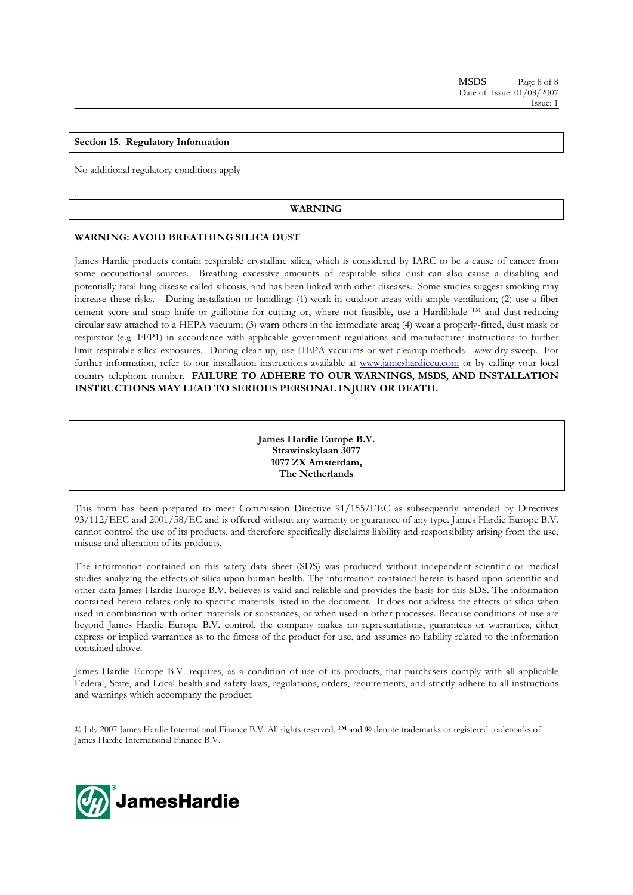## Section 15. Regulatory Information

No additional regulatory conditions apply

## WARNING

**WARNING: AVOID BREATHING SILICA DUST**

James Hardie products contain respirable crystalline silica, which is considered by IARC to be a cause of cancer from some occupational sources. Breathing excessive amounts of respirable silica dust can also cause a disabling and potentially fatal lung disease called silicosis, and has been linked with other diseases. Some studies suggest smoking may increase these risks. During installation or handling: (1) work in outdoor areas with ample ventilation; (2) use a fiber cement score and snap knife or guillotine for cutting or, where not feasible, use a Hardiblade ™ and dust-reducing circular saw attached to a HEPA vacuum; (3) warn others in the immediate area; (4) wear a properly-fitted, dust mask or respirator (e.g. FFP1) in accordance with applicable government regulations and manufacturer instructions to further limit respirable silica exposures. During clean-up, use HEPA vacuums or wet cleanup methods - *never* dry sweep. For further information, refer to our installation instructions available at www.jameshardieeu.com or by calling your local country telephone number. **FAILURE TO ADHERE TO OUR WARNINGS, MSDS, AND INSTALLATION INSTRUCTIONS MAY LEAD TO SERIOUS PERSONAL INJURY OR DEATH.**

**James Hardie Europe B.V.**
**Strawinskylaan 3077**
**1077 ZX Amsterdam,**
**The Netherlands**

This form has been prepared to meet Commission Directive 91/155/EEC as subsequently amended by Directives 93/112/EEC and 2001/58/EC and is offered without any warranty or guarantee of any type. James Hardie Europe B.V. cannot control the use of its products, and therefore specifically disclaims liability and responsibility arising from the use, misuse and alteration of its products.

The information contained on this safety data sheet (SDS) was produced without independent scientific or medical studies analyzing the effects of silica upon human health. The information contained herein is based upon scientific and other data James Hardie Europe B.V. believes is valid and reliable and provides the basis for this SDS. The information contained herein relates only to specific materials listed in the document. It does not address the effects of silica when used in combination with other materials or substances, or when used in other processes. Because conditions of use are beyond James Hardie Europe B.V. control, the company makes no representations, guarantees or warranties, either express or implied warranties as to the fitness of the product for use, and assumes no liability related to the information contained above.

James Hardie Europe B.V. requires, as a condition of use of its products, that purchasers comply with all applicable Federal, State, and Local health and safety laws, regulations, orders, requirements, and strictly adhere to all instructions and warnings which accompany the product.

© July 2007 James Hardie International Finance B.V. All rights reserved. ™ and ® denote trademarks or registered trademarks of James Hardie International Finance B.V.

JamesHardie